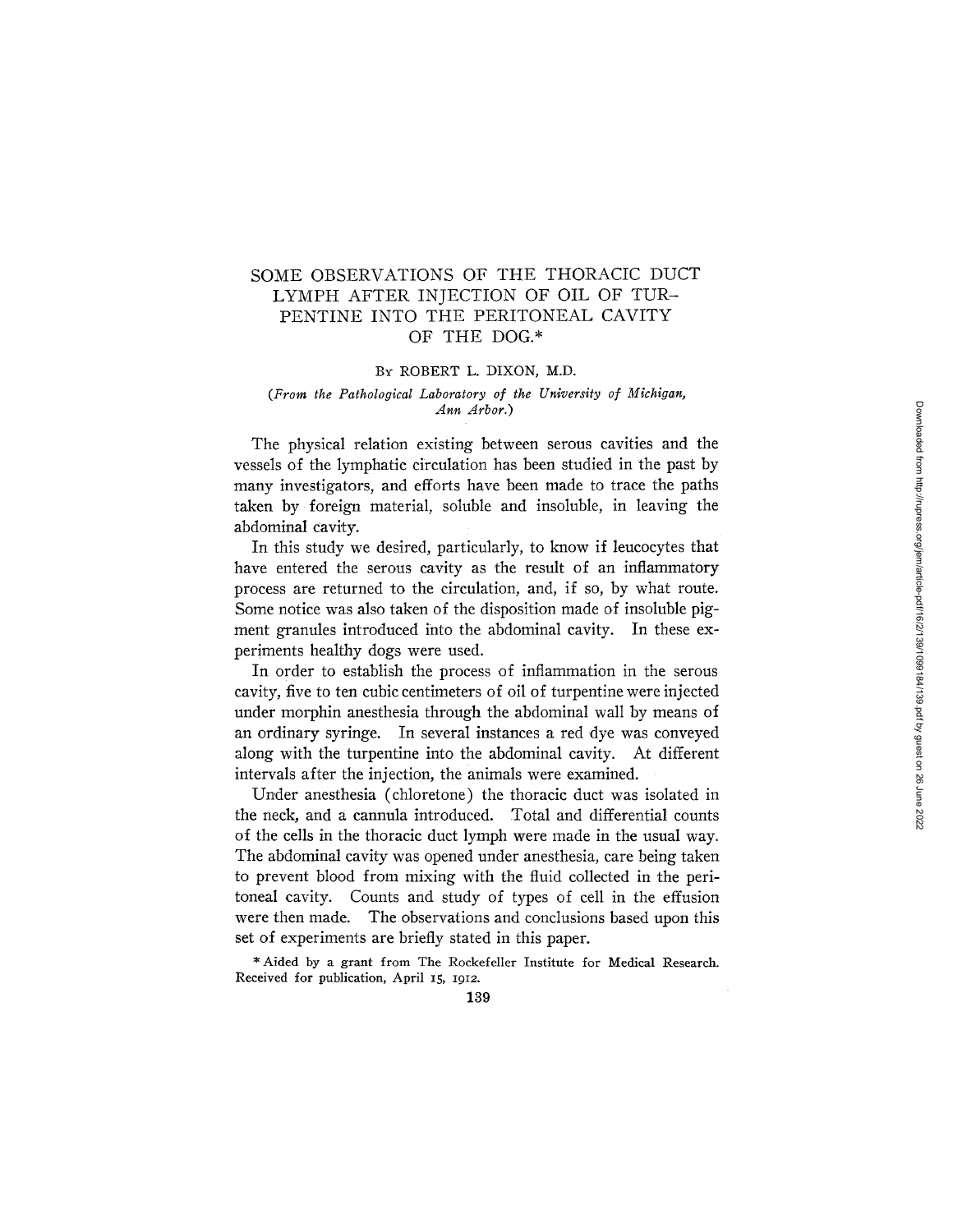# SOME OBSERVATIONS OF THE THORACIC DUCT LYMPH AFTER INJECTION OF OIL OF TURPENTINE INTO THE PERITONEAL CAVITY OF THE DOG.*

By ROBERT L. DIXON, M.D.

*(From the Pathological Laboratory of the University of Michigan, Ann Arbor.)*

The physical relation existing between serous cavities and the vessels of the lymphatic circulation has been studied in the past by many investigators, and efforts have been made to trace the paths taken by foreign material, soluble and insoluble, in leaving the abdominal cavity.

In this study we desired, particularly, to know if leucocytes that have entered the serous cavity as the result of an inflammatory process are returned to the circulation, and, if so, by what route. Some notice was also taken of the disposition made of insoluble pigment granules introduced into the abdominal cavity. In these experiments healthy dogs were used.

In order to establish the process of inflammation in the serous cavity, five to ten cubic centimeters of oil of turpentine were injected under morphin anesthesia through the abdominal wall by means of an ordinary syringe. In several instances a red dye was conveyed along with the turpentine into the abdominal cavity. At different intervals after the injection, the animals were examined.

Under anesthesia (chloretone) the thoracic duct was isolated in the neck, and a cannula introduced. Total and differential counts of the cells in the thoracic duct lymph were made in the usual way. The abdominal cavity was opened under anesthesia, care being taken to prevent blood from mixing with the fluid collected in the peritoneal cavity. Counts and study of types of cell in the effusion were then made. The observations and conclusions based upon this set of experiments are briefly stated in this paper.

\* Aided by a grant from The Rockefeller Institute for Medical Research. Received for publication, April 15, 1912.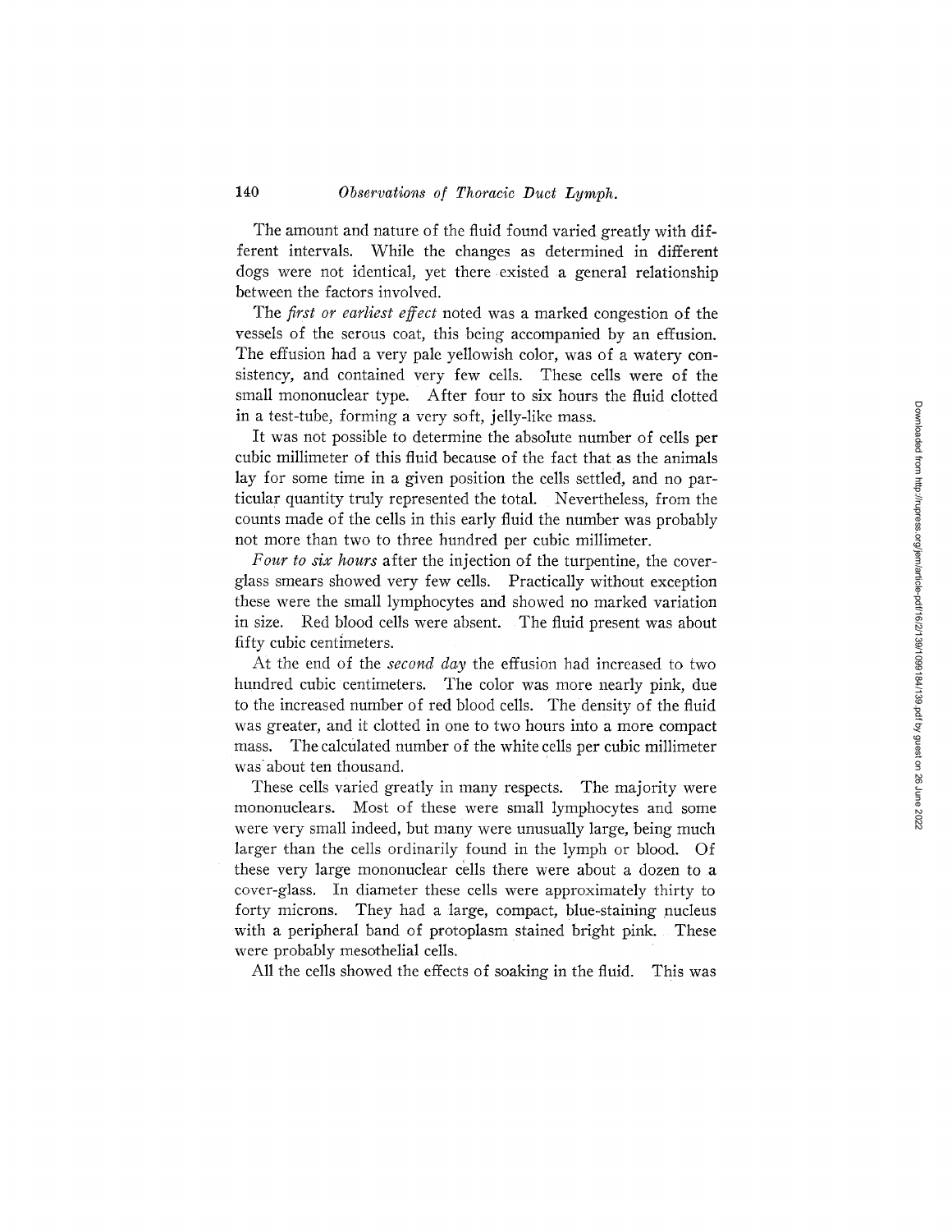The amount and nature of the fluid found varied greatly with different intervals. While the changes as determined in different dogs were not identical, yet there existed a general relationship between the factors involved.

The *first or earliest effect* noted was a marked congestion of the vessels of the serous coat, this being accompanied by an effusion. The effusion had a very pale yellowish color, was of a watery consistency, and contained very few cells. These cells were of the small mononuclear type. After four to six hours the fluid clotted in a test-tube, forming a very soft, jelly-like mass.

It was not possible to determine the absolute number of cells per cubic millimeter of this fluid because of the fact that as the animals lay for some time in a given position the cells settled, and no particular quantity truly represented the total. Nevertheless, from the counts made of the cells in this early fluid the number was probably not more than two to three hundred per cubic millimeter.

*Four to six hours* after the injection of the turpentine, the cover-glass smears showed very few cells. Practically without exception these were the small lymphocytes and showed no marked variation in size. Red blood cells were absent. The fluid present was about fifty cubic centimeters.

At the end of the *second day* the effusion had increased to two hundred cubic centimeters. The color was more nearly pink, due to the increased number of red blood cells. The density of the fluid was greater, and it clotted in one to two hours into a more compact mass. The calculated number of the white cells per cubic millimeter was about ten thousand.

These cells varied greatly in many respects. The majority were mononuclears. Most of these were small lymphocytes and some were very small indeed, but many were unusually large, being much larger than the cells ordinarily found in the lymph or blood. Of these very large mononuclear cells there were about a dozen to a cover-glass. In diameter these cells were approximately thirty to forty microns. They had a large, compact, blue-staining nucleus with a peripheral band of protoplasm stained bright pink. These were probably mesothelial cells.

All the cells showed the effects of soaking in the fluid. This was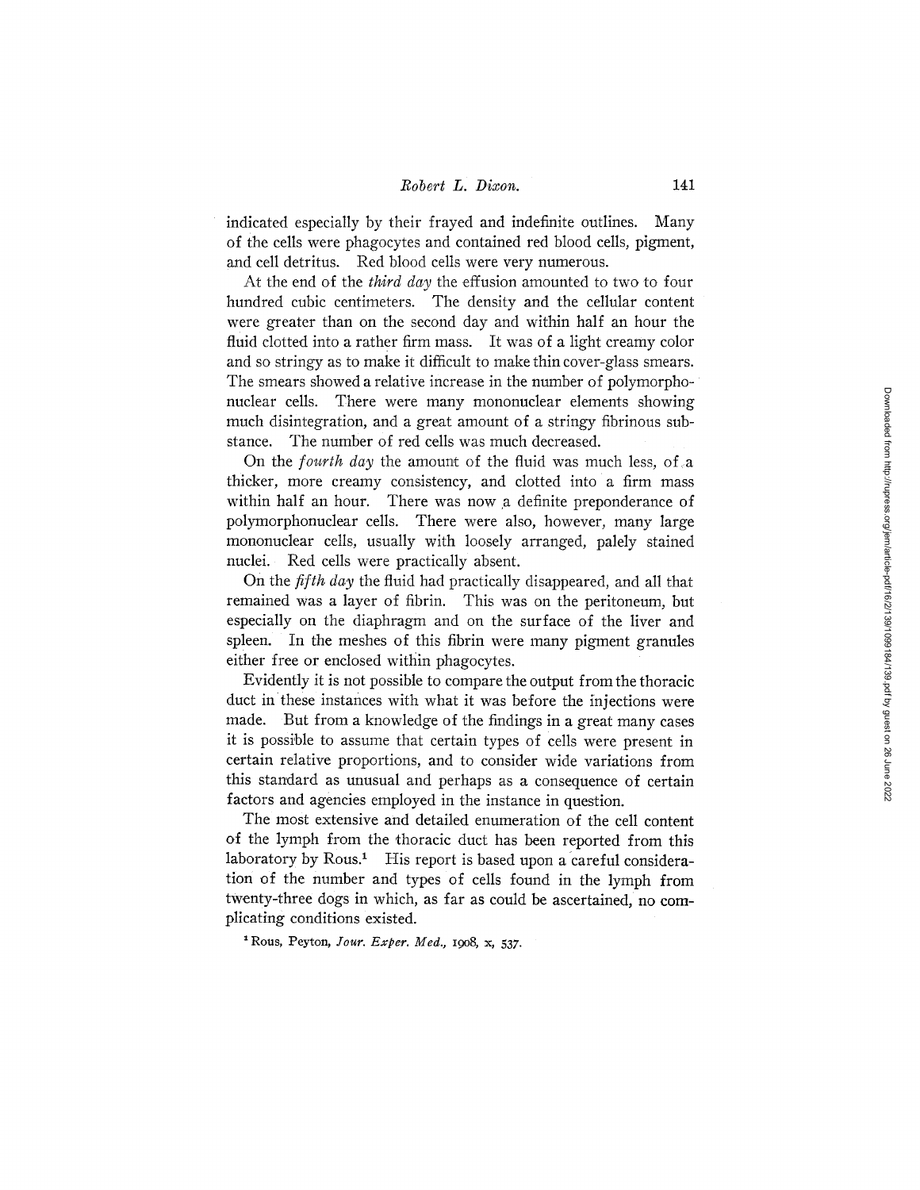indicated especially by their frayed and indefinite outlines. Many of the cells were phagocytes and contained red blood cells, pigment, and cell detritus. Red blood cells were very numerous.

At the end of the *third day* the effusion amounted to two to four hundred cubic centimeters. The density and the cellular content were greater than on the second day and within half an hour the fluid clotted into a rather firm mass. It was of a light creamy color and so stringy as to make it difficult to make thin cover-glass smears. The smears showed a relative increase in the number of polymorphonuclear cells. There were many mononuclear elements showing much disintegration, and a great amount of a stringy fibrinous substance. The number of red cells was much decreased.

On the *fourth day* the amount of the fluid was much less, of a thicker, more creamy consistency, and clotted into a firm mass within half an hour. There was now a definite preponderance of polymorphonuclear cells. There were also, however, many large mononuclear cells, usually with loosely arranged, palely stained nuclei. Red cells were practically absent.

On the *fifth day* the fluid had practically disappeared, and all that remained was a layer of fibrin. This was on the peritoneum, but especially on the diaphragm and on the surface of the liver and spleen. In the meshes of this fibrin were many pigment granules either free or enclosed within phagocytes.

Evidently it is not possible to compare the output from the thoracic duct in these instances with what it was before the injections were made. But from a knowledge of the findings in a great many cases it is possible to assume that certain types of cells were present in certain relative proportions, and to consider wide variations from this standard as unusual and perhaps as a consequence of certain factors and agencies employed in the instance in question.

The most extensive and detailed enumeration of the cell content of the lymph from the thoracic duct has been reported from this laboratory by Rous.[1] His report is based upon a careful consideration of the number and types of cells found in the lymph from twenty-three dogs in which, as far as could be ascertained, no complicating conditions existed.

[1] Rous, Peyton, *Jour. Exper. Med.*, 1908, x, 537.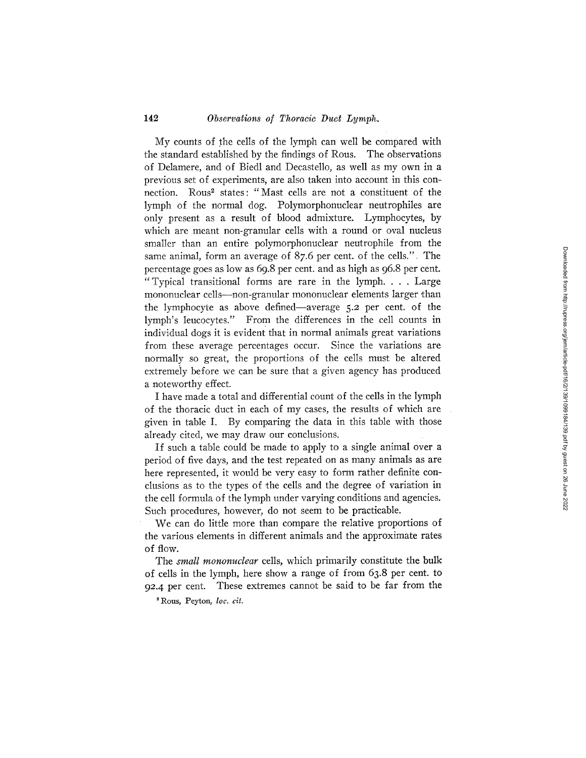My counts of the cells of the lymph can well be compared with the standard established by the findings of Rous. The observations of Delamere, and of Biedl and Decastello, as well as my own in a previous set of experiments, are also taken into account in this connection. Rous[2] states: "Mast cells are not a constituent of the lymph of the normal dog. Polymorphonuclear neutrophiles are only present as a result of blood admixture. Lymphocytes, by which are meant non-granular cells with a round or oval nucleus smaller than an entire polymorphonuclear neutrophile from the same animal, form an average of 87.6 per cent. of the cells.". The percentage goes as low as 69.8 per cent. and as high as 96.8 per cent. "Typical transitional forms are rare in the lymph. . . . Large mononuclear cells—non-granular mononuclear elements larger than the lymphocyte as above defined—average 5.2 per cent. of the lymph's leucocytes." From the differences in the cell counts in individual dogs it is evident that in normal animals great variations from these average percentages occur. Since the variations are normally so great, the proportions of the cells must be altered extremely before we can be sure that a given agency has produced a noteworthy effect.

I have made a total and differential count of the cells in the lymph of the thoracic duct in each of my cases, the results of which are given in table I. By comparing the data in this table with those already cited, we may draw our conclusions.

If such a table could be made to apply to a single animal over a period of five days, and the test repeated on as many animals as are here represented, it would be very easy to form rather definite conclusions as to the types of the cells and the degree of variation in the cell formula of the lymph under varying conditions and agencies. Such procedures, however, do not seem to be practicable.

We can do little more than compare the relative proportions of the various elements in different animals and the approximate rates of flow.

The *small mononuclear* cells, which primarily constitute the bulk of cells in the lymph, here show a range of from 63.8 per cent. to 92.4 per cent. These extremes cannot be said to be far from the

[2] Rous, Peyton, *loc. cit.*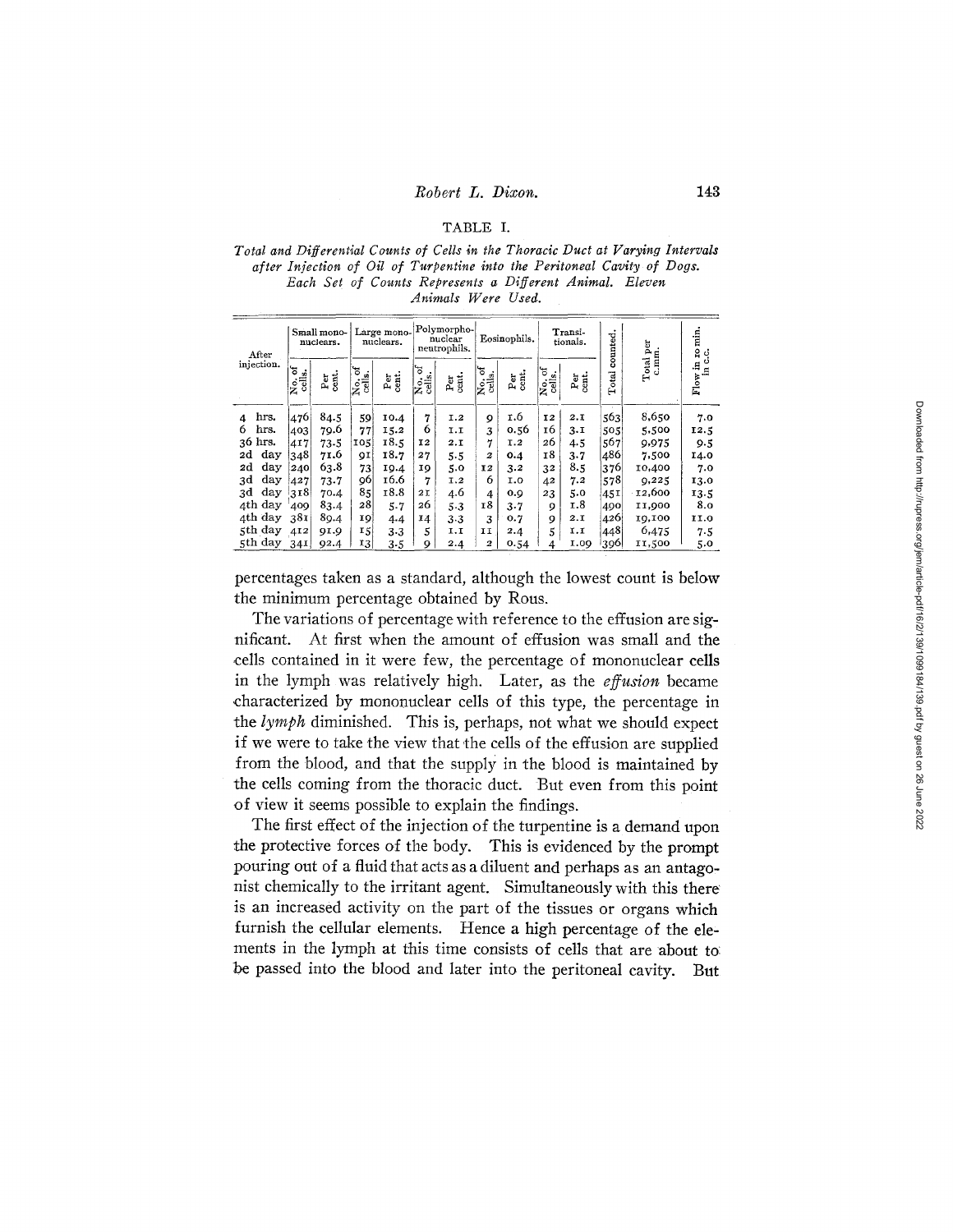### TABLE I.

*Total and Differential Counts of Cells in the Thoracic Duct at Varying Intervals after Injection of Oil of Turpentine into the Peritoneal Cavity of Dogs. Each Set of Counts Represents a Different Animal. Eleven Animals Were Used.*

| After injection. | Small mononuclears. | | Large mononuclears. | | Polymorphonuclear neutrophils. | | Eosinophils. | | Transitionals. | | Total counted. | Total per c.mm. | Flow in 10 min. in c.c. |
|---|---|---|---|---|---|---|---|---|---|---|---|---|---|
| | No. of cells. | Per cent. | No. of cells. | Per cent. | No. of cells. | Per cent. | No. of cells. | Per cent. | No. of cells. | Per cent. | | | |
| 4 hrs. | 476 | 84.5 | 59 | 10.4 | 7 | 1.2 | 9 | 1.6 | 12 | 2.1 | 563 | 8,650 | 7.0 |
| 6 hrs. | 403 | 79.6 | 77 | 15.2 | 6 | 1.1 | 3 | 0.56 | 16 | 3.1 | 505 | 5,500 | 12.5 |
| 36 hrs. | 417 | 73.5 | 105 | 18.5 | 12 | 2.1 | 7 | 1.2 | 26 | 4.5 | 567 | 9,975 | 9.5 |
| 2d day | 348 | 71.6 | 91 | 18.7 | 27 | 5.5 | 2 | 0.4 | 18 | 3.7 | 486 | 7,500 | 14.0 |
| 2d day | 240 | 63.8 | 73 | 19.4 | 19 | 5.0 | 12 | 3.2 | 32 | 8.5 | 376 | 10,400 | 7.0 |
| 3d day | 427 | 73.7 | 96 | 16.6 | 7 | 1.2 | 6 | 1.0 | 42 | 7.2 | 578 | 9,225 | 13.0 |
| 3d day | 318 | 70.4 | 85 | 18.8 | 21 | 4.6 | 4 | 0.9 | 23 | 5.0 | 451 | 12,600 | 13.5 |
| 4th day | 409 | 83.4 | 28 | 5.7 | 26 | 5.3 | 18 | 3.7 | 9 | 1.8 | 490 | 11,900 | 8.0 |
| 4th day | 381 | 89.4 | 19 | 4.4 | 14 | 3.3 | 3 | 0.7 | 9 | 2.1 | 426 | 19,100 | 11.0 |
| 5th day | 412 | 91.9 | 15 | 3.3 | 5 | 1.1 | 11 | 2.4 | 5 | 1.1 | 448 | 6,475 | 7.5 |
| 5th day | 341 | 92.4 | 13 | 3.5 | 9 | 2.4 | 2 | 0.54 | 4 | 1.09 | 396 | 11,500 | 5.0 |

percentages taken as a standard, although the lowest count is below the minimum percentage obtained by Rous.

The variations of percentage with reference to the effusion are significant. At first when the amount of effusion was small and the cells contained in it were few, the percentage of mononuclear cells in the lymph was relatively high. Later, as the *effusion* became characterized by mononuclear cells of this type, the percentage in the *lymph* diminished. This is, perhaps, not what we should expect if we were to take the view that the cells of the effusion are supplied from the blood, and that the supply in the blood is maintained by the cells coming from the thoracic duct. But even from this point of view it seems possible to explain the findings.

The first effect of the injection of the turpentine is a demand upon the protective forces of the body. This is evidenced by the prompt pouring out of a fluid that acts as a diluent and perhaps as an antagonist chemically to the irritant agent. Simultaneously with this there is an increased activity on the part of the tissues or organs which furnish the cellular elements. Hence a high percentage of the elements in the lymph at this time consists of cells that are about to be passed into the blood and later into the peritoneal cavity. But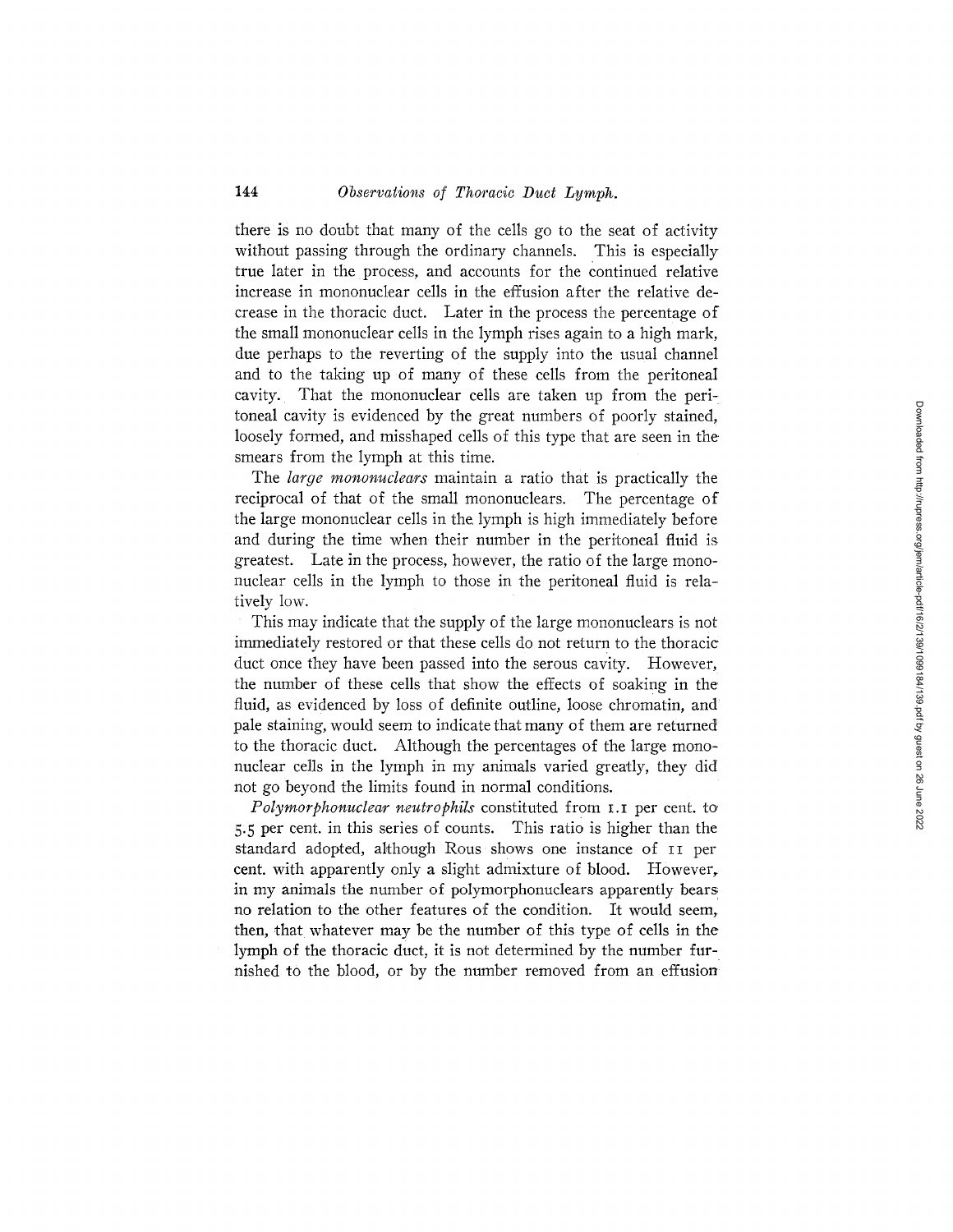there is no doubt that many of the cells go to the seat of activity without passing through the ordinary channels. This is especially true later in the process, and accounts for the continued relative increase in mononuclear cells in the effusion after the relative decrease in the thoracic duct. Later in the process the percentage of the small mononuclear cells in the lymph rises again to a high mark, due perhaps to the reverting of the supply into the usual channel and to the taking up of many of these cells from the peritoneal cavity. That the mononuclear cells are taken up from the peritoneal cavity is evidenced by the great numbers of poorly stained, loosely formed, and misshaped cells of this type that are seen in the smears from the lymph at this time.

The *large mononuclears* maintain a ratio that is practically the reciprocal of that of the small mononuclears. The percentage of the large mononuclear cells in the lymph is high immediately before and during the time when their number in the peritoneal fluid is greatest. Late in the process, however, the ratio of the large mononuclear cells in the lymph to those in the peritoneal fluid is relatively low.

This may indicate that the supply of the large mononuclears is not immediately restored or that these cells do not return to the thoracic duct once they have been passed into the serous cavity. However, the number of these cells that show the effects of soaking in the fluid, as evidenced by loss of definite outline, loose chromatin, and pale staining, would seem to indicate that many of them are returned to the thoracic duct. Although the percentages of the large mononuclear cells in the lymph in my animals varied greatly, they did not go beyond the limits found in normal conditions.

*Polymorphonuclear neutrophils* constituted from 1.1 per cent. to 5.5 per cent. in this series of counts. This ratio is higher than the standard adopted, although Rous shows one instance of 11 per cent. with apparently only a slight admixture of blood. However, in my animals the number of polymorphonuclears apparently bears no relation to the other features of the condition. It would seem, then, that whatever may be the number of this type of cells in the lymph of the thoracic duct, it is not determined by the number furnished to the blood, or by the number removed from an effusion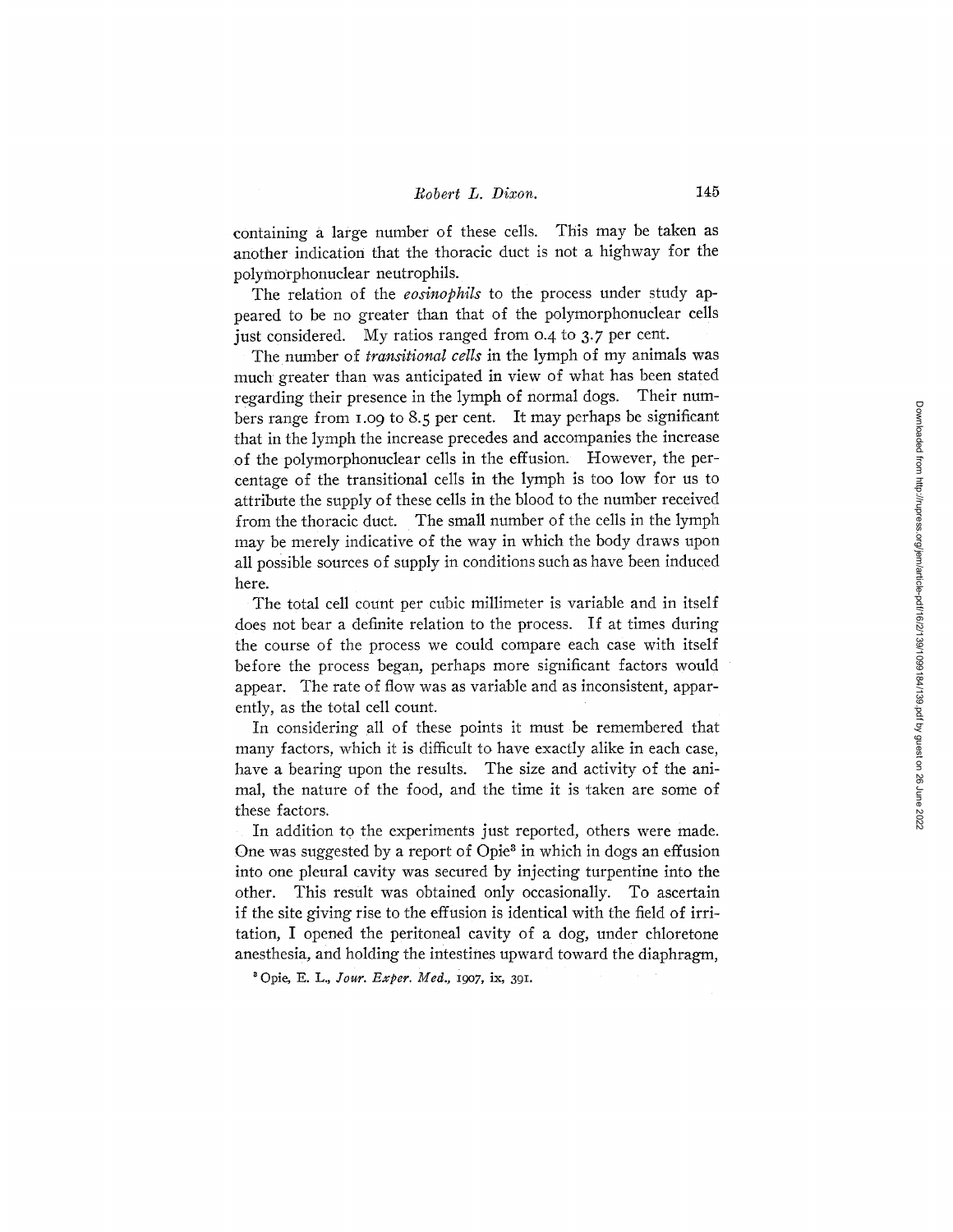containing a large number of these cells. This may be taken as another indication that the thoracic duct is not a highway for the polymorphonuclear neutrophils.

The relation of the *eosinophils* to the process under study appeared to be no greater than that of the polymorphonuclear cells just considered. My ratios ranged from 0.4 to 3.7 per cent.

The number of *transitional cells* in the lymph of my animals was much greater than was anticipated in view of what has been stated regarding their presence in the lymph of normal dogs. Their numbers range from 1.09 to 8.5 per cent. It may perhaps be significant that in the lymph the increase precedes and accompanies the increase of the polymorphonuclear cells in the effusion. However, the percentage of the transitional cells in the lymph is too low for us to attribute the supply of these cells in the blood to the number received from the thoracic duct. The small number of the cells in the lymph may be merely indicative of the way in which the body draws upon all possible sources of supply in conditions such as have been induced here.

The total cell count per cubic millimeter is variable and in itself does not bear a definite relation to the process. If at times during the course of the process we could compare each case with itself before the process began, perhaps more significant factors would appear. The rate of flow was as variable and as inconsistent, apparently, as the total cell count.

In considering all of these points it must be remembered that many factors, which it is difficult to have exactly alike in each case, have a bearing upon the results. The size and activity of the animal, the nature of the food, and the time it is taken are some of these factors.

In addition to the experiments just reported, others were made. One was suggested by a report of Opie[8] in which in dogs an effusion into one pleural cavity was secured by injecting turpentine into the other. This result was obtained only occasionally. To ascertain if the site giving rise to the effusion is identical with the field of irritation, I opened the peritoneal cavity of a dog, under chloretone anesthesia, and holding the intestines upward toward the diaphragm,

[8] Opie, E. L., *Jour. Exper. Med.*, 1907, ix, 391.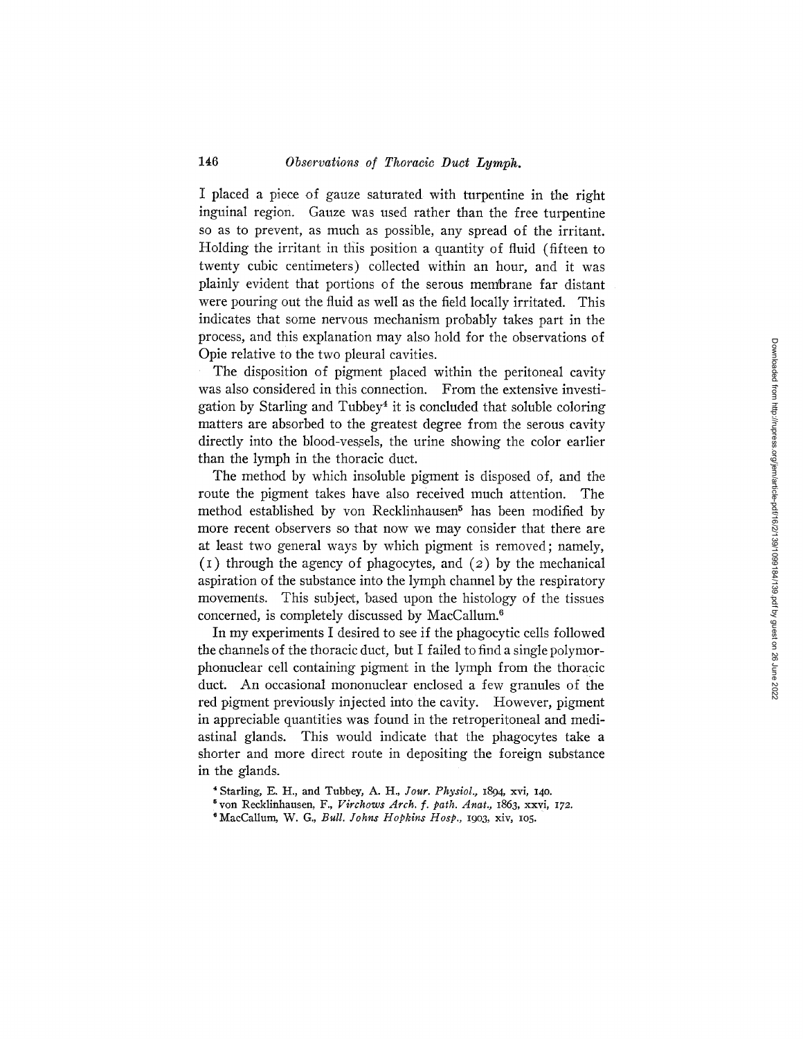I placed a piece of gauze saturated with turpentine in the right inguinal region. Gauze was used rather than the free turpentine so as to prevent, as much as possible, any spread of the irritant. Holding the irritant in this position a quantity of fluid (fifteen to twenty cubic centimeters) collected within an hour, and it was plainly evident that portions of the serous membrane far distant were pouring out the fluid as well as the field locally irritated. This indicates that some nervous mechanism probably takes part in the process, and this explanation may also hold for the observations of Opie relative to the two pleural cavities.

The disposition of pigment placed within the peritoneal cavity was also considered in this connection. From the extensive investigation by Starling and Tubbey[4] it is concluded that soluble coloring matters are absorbed to the greatest degree from the serous cavity directly into the blood-vessels, the urine showing the color earlier than the lymph in the thoracic duct.

The method by which insoluble pigment is disposed of, and the route the pigment takes have also received much attention. The method established by von Recklinhausen[5] has been modified by more recent observers so that now we may consider that there are at least two general ways by which pigment is removed; namely, (1) through the agency of phagocytes, and (2) by the mechanical aspiration of the substance into the lymph channel by the respiratory movements. This subject, based upon the histology of the tissues concerned, is completely discussed by MacCallum.[6]

In my experiments I desired to see if the phagocytic cells followed the channels of the thoracic duct, but I failed to find a single polymorphonuclear cell containing pigment in the lymph from the thoracic duct. An occasional mononuclear enclosed a few granules of the red pigment previously injected into the cavity. However, pigment in appreciable quantities was found in the retroperitoneal and mediastinal glands. This would indicate that the phagocytes take a shorter and more direct route in depositing the foreign substance in the glands.

[4] Starling, E. H., and Tubbey, A. H., *Jour. Physiol.*, 1894, xvi, 140.

[5] von Recklinhausen, F., *Virchows Arch. f. path. Anat.*, 1863, xxvi, 172.

[6] MacCallum, W. G., *Bull. Johns Hopkins Hosp.*, 1903, xiv, 105.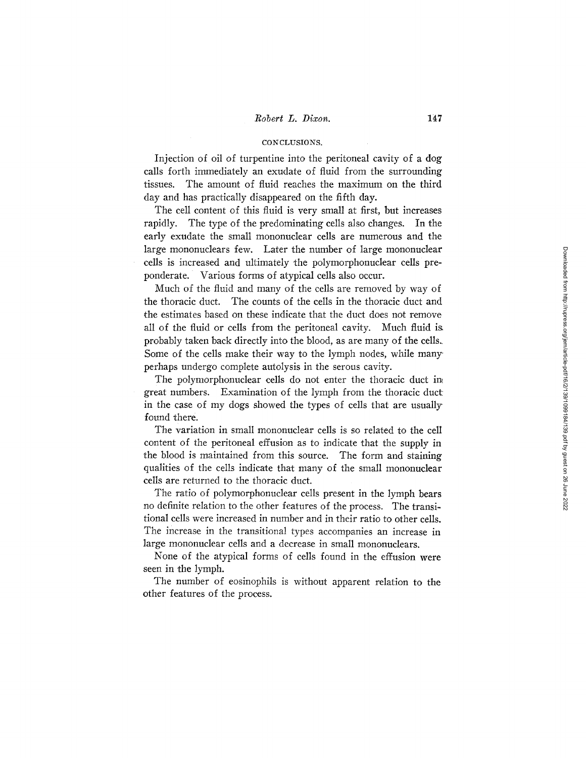## CONCLUSIONS.

Injection of oil of turpentine into the peritoneal cavity of a dog calls forth immediately an exudate of fluid from the surrounding tissues. The amount of fluid reaches the maximum on the third day and has practically disappeared on the fifth day.

The cell content of this fluid is very small at first, but increases rapidly. The type of the predominating cells also changes. In the early exudate the small mononuclear cells are numerous and the large mononuclears few. Later the number of large mononuclear cells is increased and ultimately the polymorphonuclear cells preponderate. Various forms of atypical cells also occur.

Much of the fluid and many of the cells are removed by way of the thoracic duct. The counts of the cells in the thoracic duct and the estimates based on these indicate that the duct does not remove all of the fluid or cells from the peritoneal cavity. Much fluid is probably taken back directly into the blood, as are many of the cells. Some of the cells make their way to the lymph nodes, while many perhaps undergo complete autolysis in the serous cavity.

The polymorphonuclear cells do not enter the thoracic duct in great numbers. Examination of the lymph from the thoracic duct in the case of my dogs showed the types of cells that are usually found there.

The variation in small mononuclear cells is so related to the cell content of the peritoneal effusion as to indicate that the supply in the blood is maintained from this source. The form and staining qualities of the cells indicate that many of the small mononuclear cells are returned to the thoracic duct.

The ratio of polymorphonuclear cells present in the lymph bears no definite relation to the other features of the process. The transitional cells were increased in number and in their ratio to other cells. The increase in the transitional types accompanies an increase in large mononuclear cells and a decrease in small mononuclears.

None of the atypical forms of cells found in the effusion were seen in the lymph.

The number of eosinophils is without apparent relation to the other features of the process.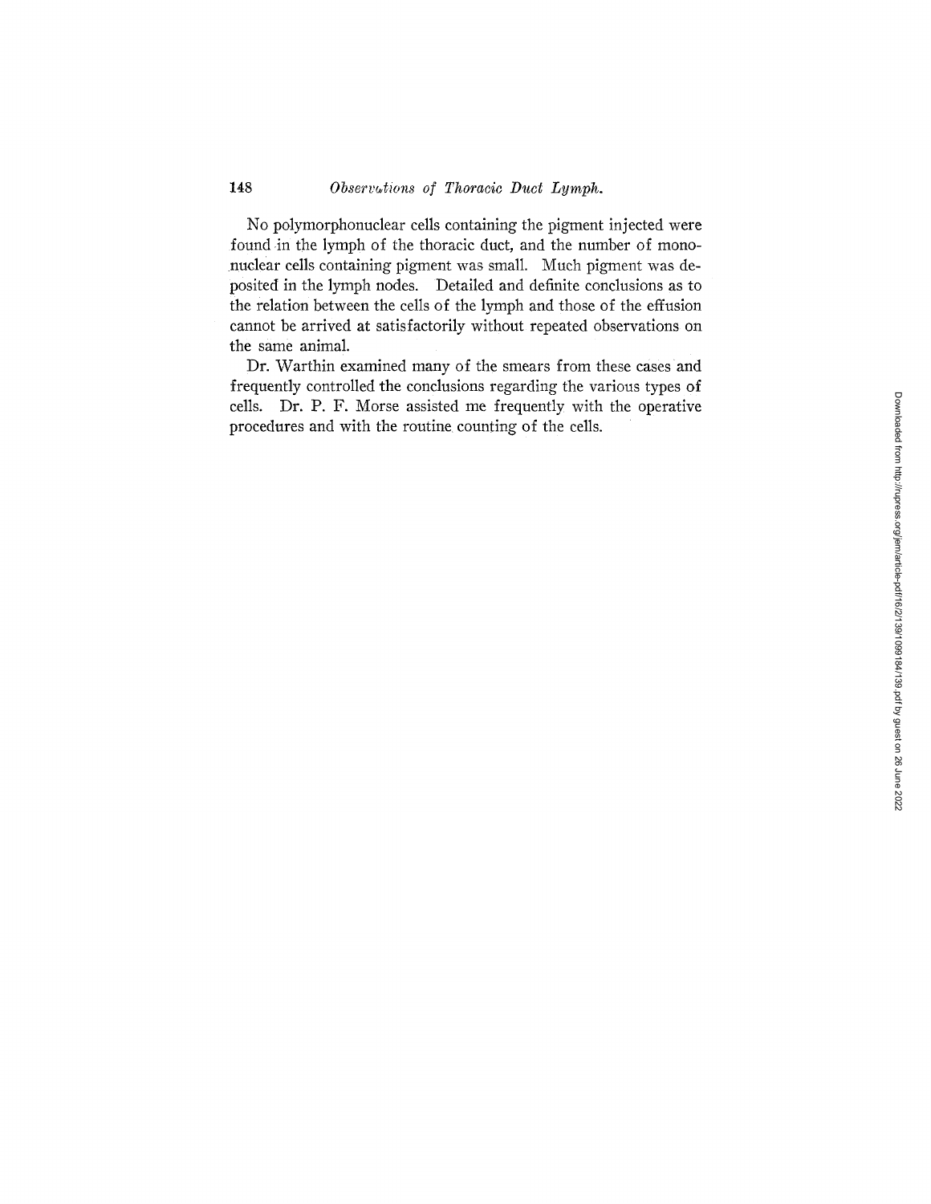No polymorphonuclear cells containing the pigment injected were found in the lymph of the thoracic duct, and the number of mononuclear cells containing pigment was small. Much pigment was deposited in the lymph nodes. Detailed and definite conclusions as to the relation between the cells of the lymph and those of the effusion cannot be arrived at satisfactorily without repeated observations on the same animal.

Dr. Warthin examined many of the smears from these cases and frequently controlled the conclusions regarding the various types of cells. Dr. P. F. Morse assisted me frequently with the operative procedures and with the routine counting of the cells.